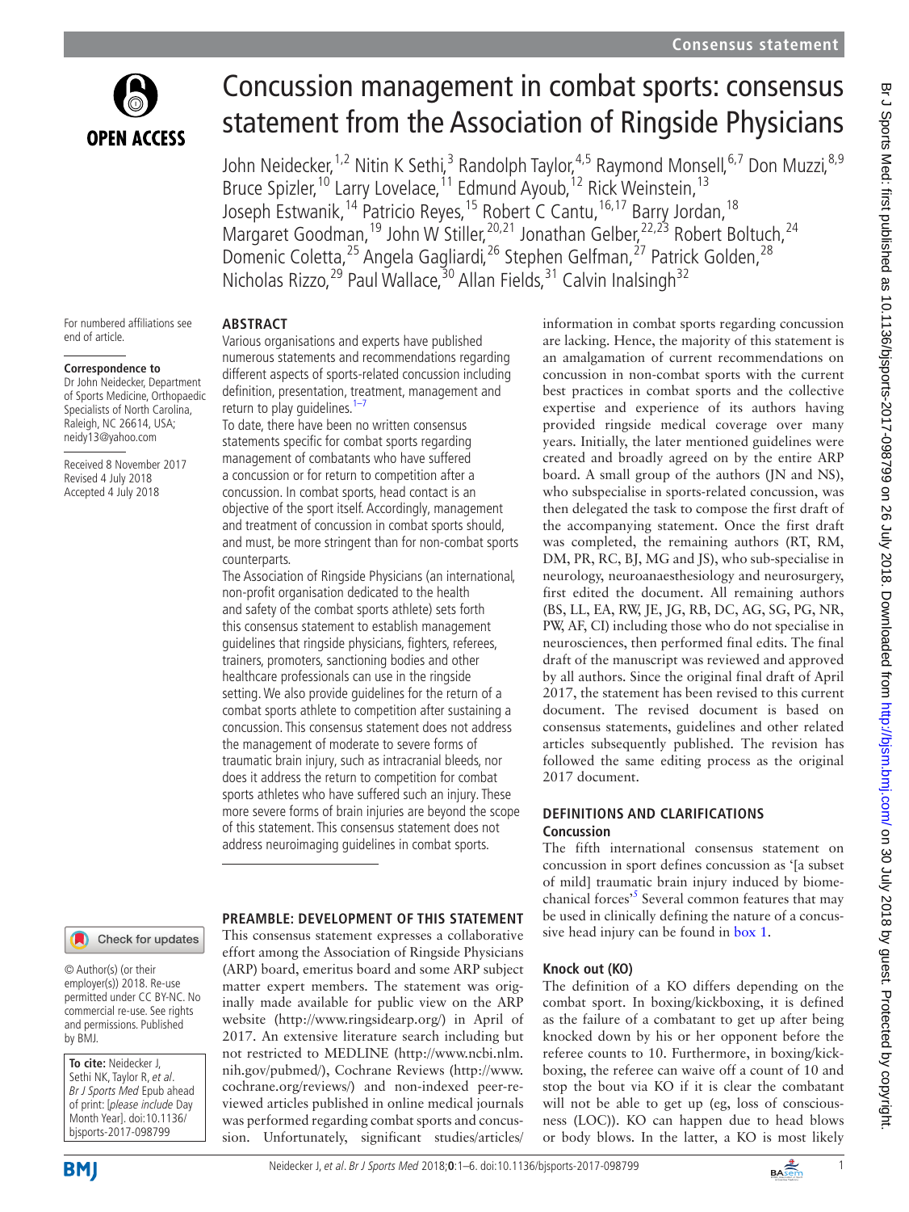# Concussion management in combat sports: consensus statement from the Association of Ringside Physicians

John Neidecker,[1,2] Nitin K Sethi,[3] Randolph Taylor,[4,5] Raymond Monsell,[6,7] Don Muzzi,[8,9] Bruce Spizler,[10] Larry Lovelace,[11] Edmund Ayoub,[12] Rick Weinstein,[13] Joseph Estwanik,[14] Patricio Reyes,[15] Robert C Cantu,[16,17] Barry Jordan,[18] Margaret Goodman,[19] John W Stiller,[20,21] Jonathan Gelber,[22,23] Robert Boltuch,[24] Domenic Coletta,[25] Angela Gagliardi,[26] Stephen Gelfman,[27] Patrick Golden,[28] Nicholas Rizzo,[29] Paul Wallace,[30] Allan Fields,[31] Calvin Inalsingh[32]

For numbered affiliations see end of article.

**Correspondence to**
Dr John Neidecker, Department of Sports Medicine, Orthopaedic Specialists of North Carolina, Raleigh, NC 26614, USA; neidy13@yahoo.com

Received 8 November 2017
Revised 4 July 2018
Accepted 4 July 2018

## ABSTRACT

Various organisations and experts have published numerous statements and recommendations regarding different aspects of sports-related concussion including definition, presentation, treatment, management and return to play guidelines.[1–7]

To date, there have been no written consensus statements specific for combat sports regarding management of combatants who have suffered a concussion or for return to competition after a concussion. In combat sports, head contact is an objective of the sport itself. Accordingly, management and treatment of concussion in combat sports should, and must, be more stringent than for non-combat sports counterparts.

The Association of Ringside Physicians (an international, non-profit organisation dedicated to the health and safety of the combat sports athlete) sets forth this consensus statement to establish management guidelines that ringside physicians, fighters, referees, trainers, promoters, sanctioning bodies and other healthcare professionals can use in the ringside setting. We also provide guidelines for the return of a combat sports athlete to competition after sustaining a concussion. This consensus statement does not address the management of moderate to severe forms of traumatic brain injury, such as intracranial bleeds, nor does it address the return to competition for combat sports athletes who have suffered such an injury. These more severe forms of brain injuries are beyond the scope of this statement. This consensus statement does not address neuroimaging guidelines in combat sports.

© Author(s) (or their employer(s)) 2018. Re-use permitted under CC BY-NC. No commercial re-use. See rights and permissions. Published by BMJ.

**To cite:** Neidecker J, Sethi NK, Taylor R, *et al*. *Br J Sports Med* Epub ahead of print: [*please include* Day Month Year]. doi:10.1136/bjsports-2017-098799

## PREAMBLE: DEVELOPMENT OF THIS STATEMENT

This consensus statement expresses a collaborative effort among the Association of Ringside Physicians (ARP) board, emeritus board and some ARP subject matter expert members. The statement was originally made available for public view on the ARP website (http://www.ringsidearp.org/) in April of 2017. An extensive literature search including but not restricted to MEDLINE (http://www.ncbi.nlm.nih.gov/pubmed/), Cochrane Reviews (http://www.cochrane.org/reviews/) and non-indexed peer-reviewed articles published in online medical journals was performed regarding combat sports and concussion. Unfortunately, significant studies/articles/information in combat sports regarding concussion are lacking. Hence, the majority of this statement is an amalgamation of current recommendations on concussion in non-combat sports with the current best practices in combat sports and the collective expertise and experience of its authors having provided ringside medical coverage over many years. Initially, the later mentioned guidelines were created and broadly agreed on by the entire ARP board. A small group of the authors (JN and NS), who subspecialise in sports-related concussion, was then delegated the task to compose the first draft of the accompanying statement. Once the first draft was completed, the remaining authors (RT, RM, DM, PR, RC, BJ, MG and JS), who sub-specialise in neurology, neuroanaesthesiology and neurosurgery, first edited the document. All remaining authors (BS, LL, EA, RW, JE, JG, RB, DC, AG, SG, PG, NR, PW, AF, CI) including those who do not specialise in neurosciences, then performed final edits. The final draft of the manuscript was reviewed and approved by all authors. Since the original final draft of April 2017, the statement has been revised to this current document. The revised document is based on consensus statements, guidelines and other related articles subsequently published. The revision has followed the same editing process as the original 2017 document.

## DEFINITIONS AND CLARIFICATIONS

### Concussion

The fifth international consensus statement on concussion in sport defines concussion as '[a subset of mild] traumatic brain injury induced by biomechanical forces'[5] Several common features that may be used in clinically defining the nature of a concussive head injury can be found in box 1.

### Knock out (KO)

The definition of a KO differs depending on the combat sport. In boxing/kickboxing, it is defined as the failure of a combatant to get up after being knocked down by his or her opponent before the referee counts to 10. Furthermore, in boxing/kickboxing, the referee can waive off a count of 10 and stop the bout via KO if it is clear the combatant will not be able to get up (eg, loss of consciousness (LOC)). KO can happen due to head blows or body blows. In the latter, a KO is most likely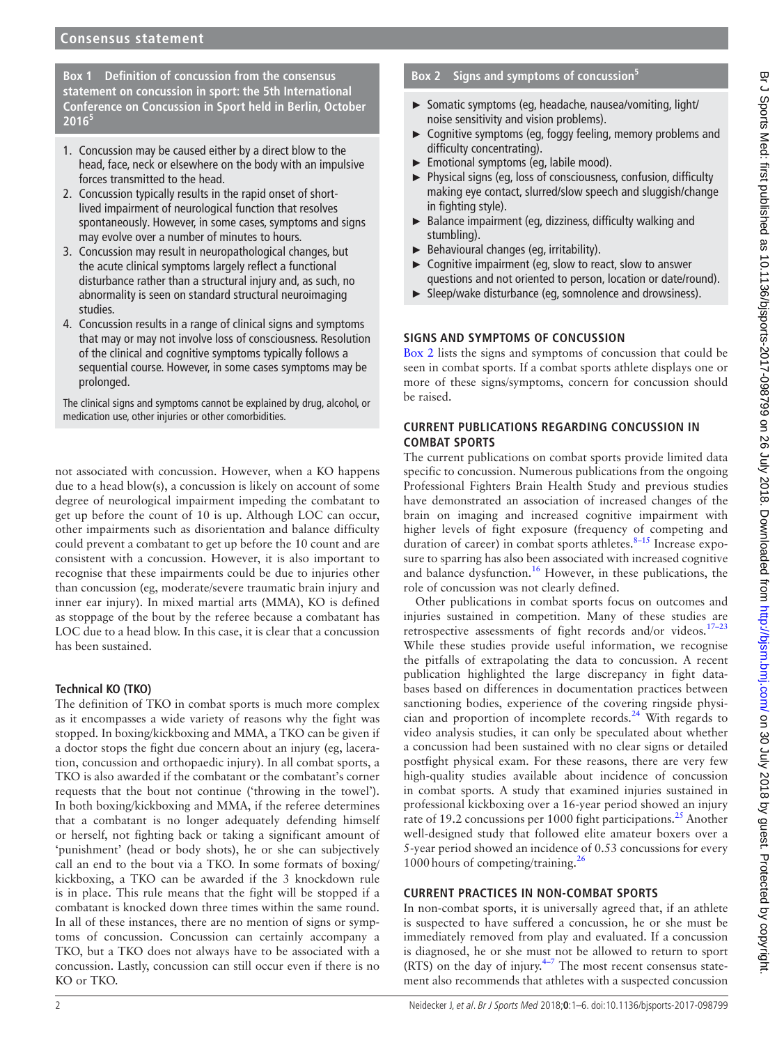**Box 1 Definition of concussion from the consensus statement on concussion in sport: the 5th International Conference on Concussion in Sport held in Berlin, October 2016[5]**

1. Concussion may be caused either by a direct blow to the head, face, neck or elsewhere on the body with an impulsive forces transmitted to the head.
2. Concussion typically results in the rapid onset of short-lived impairment of neurological function that resolves spontaneously. However, in some cases, symptoms and signs may evolve over a number of minutes to hours.
3. Concussion may result in neuropathological changes, but the acute clinical symptoms largely reflect a functional disturbance rather than a structural injury and, as such, no abnormality is seen on standard structural neuroimaging studies.
4. Concussion results in a range of clinical signs and symptoms that may or may not involve loss of consciousness. Resolution of the clinical and cognitive symptoms typically follows a sequential course. However, in some cases symptoms may be prolonged.

The clinical signs and symptoms cannot be explained by drug, alcohol, or medication use, other injuries or other comorbidities.

not associated with concussion. However, when a KO happens due to a head blow(s), a concussion is likely on account of some degree of neurological impairment impeding the combatant to get up before the count of 10 is up. Although LOC can occur, other impairments such as disorientation and balance difficulty could prevent a combatant to get up before the 10 count and are consistent with a concussion. However, it is also important to recognise that these impairments could be due to injuries other than concussion (eg, moderate/severe traumatic brain injury and inner ear injury). In mixed martial arts (MMA), KO is defined as stoppage of the bout by the referee because a combatant has LOC due to a head blow. In this case, it is clear that a concussion has been sustained.

### Technical KO (TKO)

The definition of TKO in combat sports is much more complex as it encompasses a wide variety of reasons why the fight was stopped. In boxing/kickboxing and MMA, a TKO can be given if a doctor stops the fight due concern about an injury (eg, laceration, concussion and orthopaedic injury). In all combat sports, a TKO is also awarded if the combatant or the combatant's corner requests that the bout not continue ('throwing in the towel'). In both boxing/kickboxing and MMA, if the referee determines that a combatant is no longer adequately defending himself or herself, not fighting back or taking a significant amount of 'punishment' (head or body shots), he or she can subjectively call an end to the bout via a TKO. In some formats of boxing/kickboxing, a TKO can be awarded if the 3 knockdown rule is in place. This rule means that the fight will be stopped if a combatant is knocked down three times within the same round. In all of these instances, there are no mention of signs or symptoms of concussion. Concussion can certainly accompany a TKO, but a TKO does not always have to be associated with a concussion. Lastly, concussion can still occur even if there is no KO or TKO.

**Box 2 Signs and symptoms of concussion[5]**

- Somatic symptoms (eg, headache, nausea/vomiting, light/noise sensitivity and vision problems).
- Cognitive symptoms (eg, foggy feeling, memory problems and difficulty concentrating).
- Emotional symptoms (eg, labile mood).
- Physical signs (eg, loss of consciousness, confusion, difficulty making eye contact, slurred/slow speech and sluggish/change in fighting style).
- Balance impairment (eg, dizziness, difficulty walking and stumbling).
- Behavioural changes (eg, irritability).
- Cognitive impairment (eg, slow to react, slow to answer questions and not oriented to person, location or date/round).
- Sleep/wake disturbance (eg, somnolence and drowsiness).

## SIGNS AND SYMPTOMS OF CONCUSSION

Box 2 lists the signs and symptoms of concussion that could be seen in combat sports. If a combat sports athlete displays one or more of these signs/symptoms, concern for concussion should be raised.

## CURRENT PUBLICATIONS REGARDING CONCUSSION IN COMBAT SPORTS

The current publications on combat sports provide limited data specific to concussion. Numerous publications from the ongoing Professional Fighters Brain Health Study and previous studies have demonstrated an association of increased changes of the brain on imaging and increased cognitive impairment with higher levels of fight exposure (frequency of competing and duration of career) in combat sports athletes.[8–15] Increase exposure to sparring has also been associated with increased cognitive and balance dysfunction.[16] However, in these publications, the role of concussion was not clearly defined.

Other publications in combat sports focus on outcomes and injuries sustained in competition. Many of these studies are retrospective assessments of fight records and/or videos.[17–23] While these studies provide useful information, we recognise the pitfalls of extrapolating the data to concussion. A recent publication highlighted the large discrepancy in fight databases based on differences in documentation practices between sanctioning bodies, experience of the covering ringside physician and proportion of incomplete records.[24] With regards to video analysis studies, it can only be speculated about whether a concussion had been sustained with no clear signs or detailed postfight physical exam. For these reasons, there are very few high-quality studies available about incidence of concussion in combat sports. A study that examined injuries sustained in professional kickboxing over a 16-year period showed an injury rate of 19.2 concussions per 1000 fight participations.[25] Another well-designed study that followed elite amateur boxers over a 5-year period showed an incidence of 0.53 concussions for every 1000 hours of competing/training.[26]

## CURRENT PRACTICES IN NON-COMBAT SPORTS

In non-combat sports, it is universally agreed that, if an athlete is suspected to have suffered a concussion, he or she must be immediately removed from play and evaluated. If a concussion is diagnosed, he or she must not be allowed to return to sport (RTS) on the day of injury.[4–7] The most recent consensus statement also recommends that athletes with a suspected concussion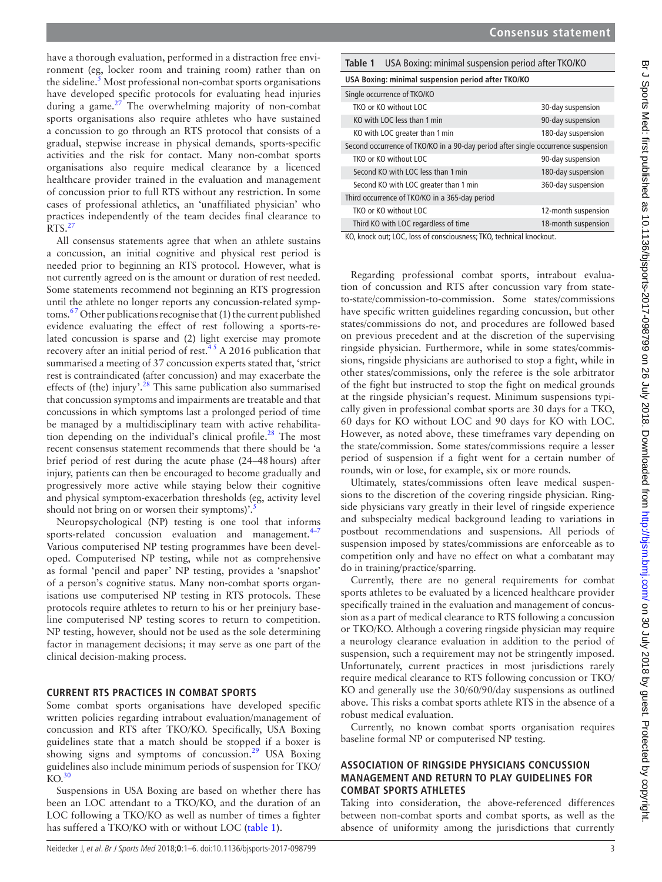have a thorough evaluation, performed in a distraction free environment (eg, locker room and training room) rather than on the sideline.[5] Most professional non-combat sports organisations have developed specific protocols for evaluating head injuries during a game.[27] The overwhelming majority of non-combat sports organisations also require athletes who have sustained a concussion to go through an RTS protocol that consists of a gradual, stepwise increase in physical demands, sports-specific activities and the risk for contact. Many non-combat sports organisations also require medical clearance by a licenced healthcare provider trained in the evaluation and management of concussion prior to full RTS without any restriction. In some cases of professional athletics, an 'unaffiliated physician' who practices independently of the team decides final clearance to RTS.[27]

All consensus statements agree that when an athlete sustains a concussion, an initial cognitive and physical rest period is needed prior to beginning an RTS protocol. However, what is not currently agreed on is the amount or duration of rest needed. Some statements recommend not beginning an RTS progression until the athlete no longer reports any concussion-related symptoms.[6,7] Other publications recognise that (1) the current published evidence evaluating the effect of rest following a sports-related concussion is sparse and (2) light exercise may promote recovery after an initial period of rest.[4,5] A 2016 publication that summarised a meeting of 37 concussion experts stated that, 'strict rest is contraindicated (after concussion) and may exacerbate the effects of (the) injury'.[28] This same publication also summarised that concussion symptoms and impairments are treatable and that concussions in which symptoms last a prolonged period of time be managed by a multidisciplinary team with active rehabilitation depending on the individual's clinical profile.[28] The most recent consensus statement recommends that there should be 'a brief period of rest during the acute phase (24–48 hours) after injury, patients can then be encouraged to become gradually and progressively more active while staying below their cognitive and physical symptom-exacerbation thresholds (eg, activity level should not bring on or worsen their symptoms)'.[5]

Neuropsychological (NP) testing is one tool that informs sports-related concussion evaluation and management.[4–7] Various computerised NP testing programmes have been developed. Computerised NP testing, while not as comprehensive as formal 'pencil and paper' NP testing, provides a 'snapshot' of a person's cognitive status. Many non-combat sports organisations use computerised NP testing in RTS protocols. These protocols require athletes to return to his or her preinjury baseline computerised NP testing scores to return to competition. NP testing, however, should not be used as the sole determining factor in management decisions; it may serve as one part of the clinical decision-making process.

## CURRENT RTS PRACTICES IN COMBAT SPORTS

Some combat sports organisations have developed specific written policies regarding intrabout evaluation/management of concussion and RTS after TKO/KO. Specifically, USA Boxing guidelines state that a match should be stopped if a boxer is showing signs and symptoms of concussion.[29] USA Boxing guidelines also include minimum periods of suspension for TKO/KO.[30]

Suspensions in USA Boxing are based on whether there has been an LOC attendant to a TKO/KO, and the duration of an LOC following a TKO/KO as well as number of times a fighter has suffered a TKO/KO with or without LOC (table 1).

**Table 1** USA Boxing: minimal suspension period after TKO/KO

| USA Boxing: minimal suspension period after TKO/KO | |
|---|---|
| Single occurrence of TKO/KO | |
| TKO or KO without LOC | 30-day suspension |
| KO with LOC less than 1 min | 90-day suspension |
| KO with LOC greater than 1 min | 180-day suspension |
| Second occurrence of TKO/KO in a 90-day period after single occurrence suspension | |
| TKO or KO without LOC | 90-day suspension |
| Second KO with LOC less than 1 min | 180-day suspension |
| Second KO with LOC greater than 1 min | 360-day suspension |
| Third occurrence of TKO/KO in a 365-day period | |
| TKO or KO without LOC | 12-month suspension |
| Third KO with LOC regardless of time | 18-month suspension |

KO, knock out; LOC, loss of consciousness; TKO, technical knockout.

Regarding professional combat sports, intrabout evaluation of concussion and RTS after concussion vary from state-to-state/commission-to-commission. Some states/commissions have specific written guidelines regarding concussion, but other states/commissions do not, and procedures are followed based on previous precedent and at the discretion of the supervising ringside physician. Furthermore, while in some states/commissions, ringside physicians are authorised to stop a fight, while in other states/commissions, only the referee is the sole arbitrator of the fight but instructed to stop the fight on medical grounds at the ringside physician's request. Minimum suspensions typically given in professional combat sports are 30 days for a TKO, 60 days for KO without LOC and 90 days for KO with LOC. However, as noted above, these timeframes vary depending on the state/commission. Some states/commissions require a lesser period of suspension if a fight went for a certain number of rounds, win or lose, for example, six or more rounds.

Ultimately, states/commissions often leave medical suspensions to the discretion of the covering ringside physician. Ringside physicians vary greatly in their level of ringside experience and subspecialty medical background leading to variations in postbout recommendations and suspensions. All periods of suspension imposed by states/commissions are enforceable as to competition only and have no effect on what a combatant may do in training/practice/sparring.

Currently, there are no general requirements for combat sports athletes to be evaluated by a licenced healthcare provider specifically trained in the evaluation and management of concussion as a part of medical clearance to RTS following a concussion or TKO/KO. Although a covering ringside physician may require a neurology clearance evaluation in addition to the period of suspension, such a requirement may not be stringently imposed. Unfortunately, current practices in most jurisdictions rarely require medical clearance to RTS following concussion or TKO/KO and generally use the 30/60/90/day suspensions as outlined above. This risks a combat sports athlete RTS in the absence of a robust medical evaluation.

Currently, no known combat sports organisation requires baseline formal NP or computerised NP testing.

## ASSOCIATION OF RINGSIDE PHYSICIANS CONCUSSION MANAGEMENT AND RETURN TO PLAY GUIDELINES FOR COMBAT SPORTS ATHLETES

Taking into consideration, the above-referenced differences between non-combat sports and combat sports, as well as the absence of uniformity among the jurisdictions that currently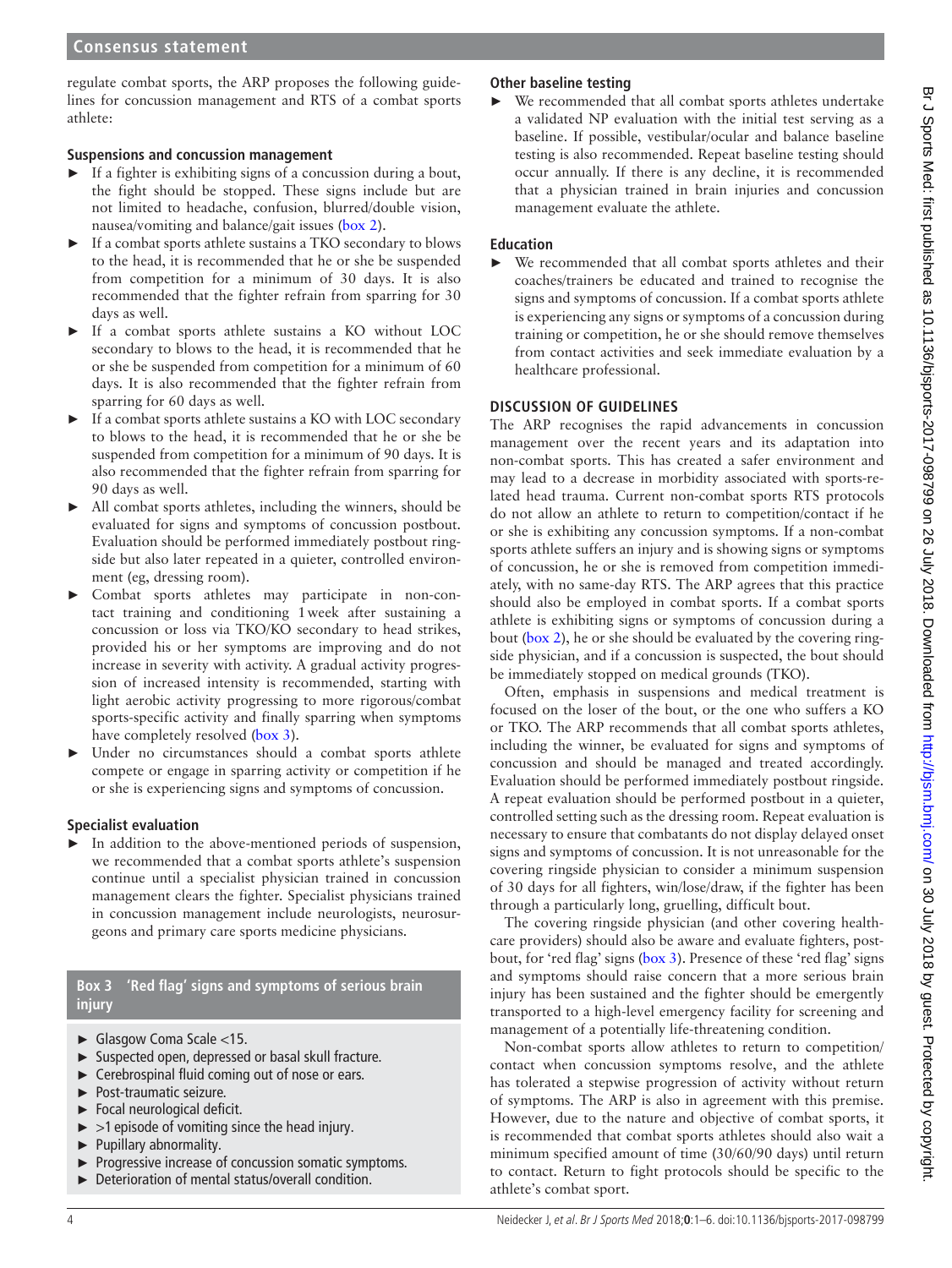regulate combat sports, the ARP proposes the following guidelines for concussion management and RTS of a combat sports athlete:

### Suspensions and concussion management

- If a fighter is exhibiting signs of a concussion during a bout, the fight should be stopped. These signs include but are not limited to headache, confusion, blurred/double vision, nausea/vomiting and balance/gait issues (box 2).
- If a combat sports athlete sustains a TKO secondary to blows to the head, it is recommended that he or she be suspended from competition for a minimum of 30 days. It is also recommended that the fighter refrain from sparring for 30 days as well.
- If a combat sports athlete sustains a KO without LOC secondary to blows to the head, it is recommended that he or she be suspended from competition for a minimum of 60 days. It is also recommended that the fighter refrain from sparring for 60 days as well.
- If a combat sports athlete sustains a KO with LOC secondary to blows to the head, it is recommended that he or she be suspended from competition for a minimum of 90 days. It is also recommended that the fighter refrain from sparring for 90 days as well.
- All combat sports athletes, including the winners, should be evaluated for signs and symptoms of concussion postbout. Evaluation should be performed immediately postbout ringside but also later repeated in a quieter, controlled environment (eg, dressing room).
- Combat sports athletes may participate in non-contact training and conditioning 1 week after sustaining a concussion or loss via TKO/KO secondary to head strikes, provided his or her symptoms are improving and do not increase in severity with activity. A gradual activity progression of increased intensity is recommended, starting with light aerobic activity progressing to more rigorous/combat sports-specific activity and finally sparring when symptoms have completely resolved (box 3).
- Under no circumstances should a combat sports athlete compete or engage in sparring activity or competition if he or she is experiencing signs and symptoms of concussion.

### Specialist evaluation

- In addition to the above-mentioned periods of suspension, we recommended that a combat sports athlete's suspension continue until a specialist physician trained in concussion management clears the fighter. Specialist physicians trained in concussion management include neurologists, neurosurgeons and primary care sports medicine physicians.

**Box 3 'Red flag' signs and symptoms of serious brain injury**

- Glasgow Coma Scale <15.
- Suspected open, depressed or basal skull fracture.
- Cerebrospinal fluid coming out of nose or ears.
- Post-traumatic seizure.
- Focal neurological deficit.
- >1 episode of vomiting since the head injury.
- Pupillary abnormality.
- Progressive increase of concussion somatic symptoms.
- Deterioration of mental status/overall condition.

### Other baseline testing

- We recommended that all combat sports athletes undertake a validated NP evaluation with the initial test serving as a baseline. If possible, vestibular/ocular and balance baseline testing is also recommended. Repeat baseline testing should occur annually. If there is any decline, it is recommended that a physician trained in brain injuries and concussion management evaluate the athlete.

### Education

- We recommended that all combat sports athletes and their coaches/trainers be educated and trained to recognise the signs and symptoms of concussion. If a combat sports athlete is experiencing any signs or symptoms of a concussion during training or competition, he or she should remove themselves from contact activities and seek immediate evaluation by a healthcare professional.

## DISCUSSION OF GUIDELINES

The ARP recognises the rapid advancements in concussion management over the recent years and its adaptation into non-combat sports. This has created a safer environment and may lead to a decrease in morbidity associated with sports-related head trauma. Current non-combat sports RTS protocols do not allow an athlete to return to competition/contact if he or she is exhibiting any concussion symptoms. If a non-combat sports athlete suffers an injury and is showing signs or symptoms of concussion, he or she is removed from competition immediately, with no same-day RTS. The ARP agrees that this practice should also be employed in combat sports. If a combat sports athlete is exhibiting signs or symptoms of concussion during a bout (box 2), he or she should be evaluated by the covering ringside physician, and if a concussion is suspected, the bout should be immediately stopped on medical grounds (TKO).

Often, emphasis in suspensions and medical treatment is focused on the loser of the bout, or the one who suffers a KO or TKO. The ARP recommends that all combat sports athletes, including the winner, be evaluated for signs and symptoms of concussion and should be managed and treated accordingly. Evaluation should be performed immediately postbout ringside. A repeat evaluation should be performed postbout in a quieter, controlled setting such as the dressing room. Repeat evaluation is necessary to ensure that combatants do not display delayed onset signs and symptoms of concussion. It is not unreasonable for the covering ringside physician to consider a minimum suspension of 30 days for all fighters, win/lose/draw, if the fighter has been through a particularly long, gruelling, difficult bout.

The covering ringside physician (and other covering healthcare providers) should also be aware and evaluate fighters, postbout, for 'red flag' signs (box 3). Presence of these 'red flag' signs and symptoms should raise concern that a more serious brain injury has been sustained and the fighter should be emergently transported to a high-level emergency facility for screening and management of a potentially life-threatening condition.

Non-combat sports allow athletes to return to competition/contact when concussion symptoms resolve, and the athlete has tolerated a stepwise progression of activity without return of symptoms. The ARP is also in agreement with this premise. However, due to the nature and objective of combat sports, it is recommended that combat sports athletes should also wait a minimum specified amount of time (30/60/90 days) until return to contact. Return to fight protocols should be specific to the athlete's combat sport.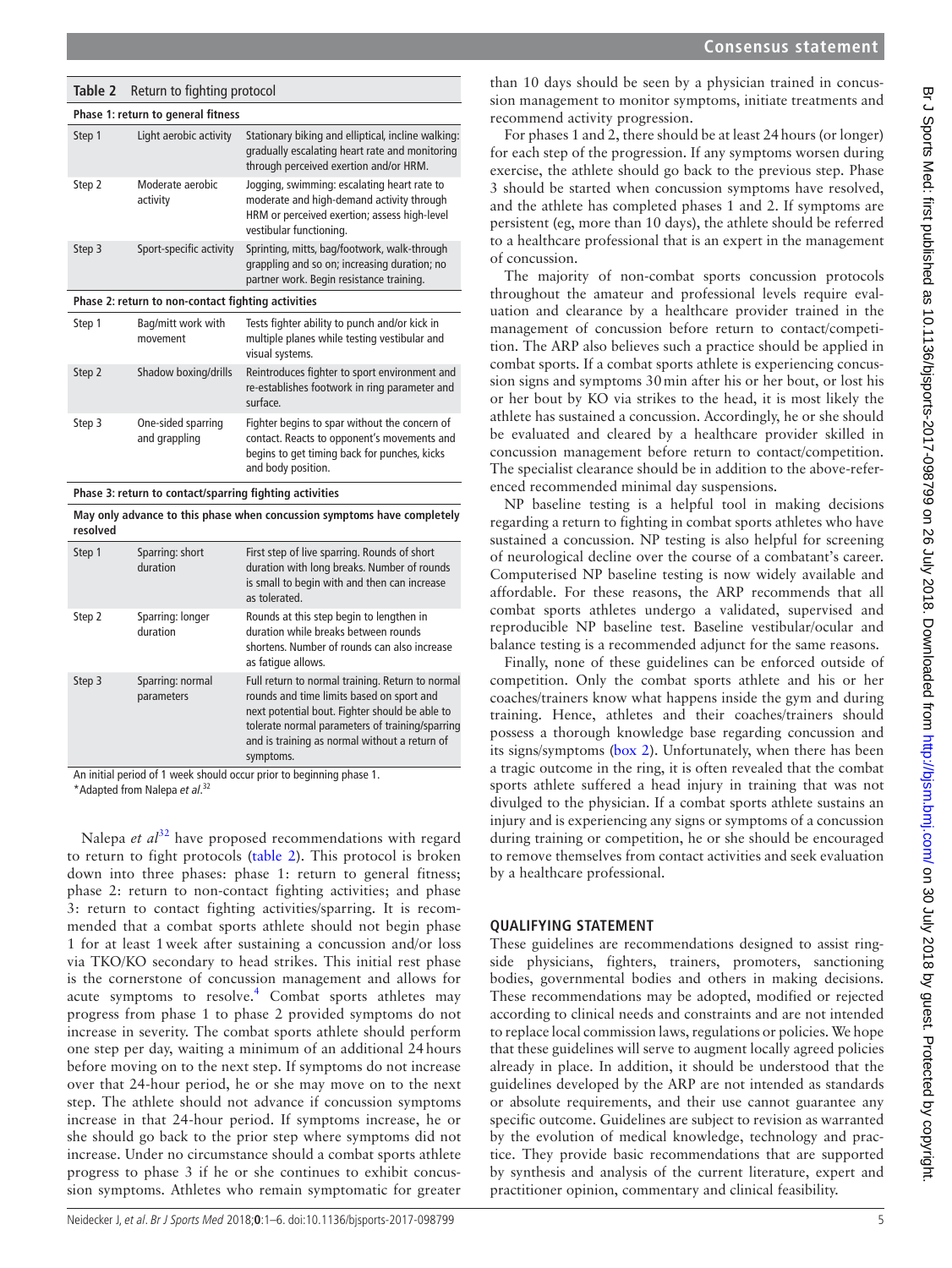**Table 2** Return to fighting protocol

| | | |
|---|---|---|
| **Phase 1: return to general fitness** | | |
| Step 1 | Light aerobic activity | Stationary biking and elliptical, incline walking: gradually escalating heart rate and monitoring through perceived exertion and/or HRM. |
| Step 2 | Moderate aerobic activity | Jogging, swimming: escalating heart rate to moderate and high-demand activity through HRM or perceived exertion; assess high-level vestibular functioning. |
| Step 3 | Sport-specific activity | Sprinting, mitts, bag/footwork, walk-through grappling and so on; increasing duration; no partner work. Begin resistance training. |
| **Phase 2: return to non-contact fighting activities** | | |
| Step 1 | Bag/mitt work with movement | Tests fighter ability to punch and/or kick in multiple planes while testing vestibular and visual systems. |
| Step 2 | Shadow boxing/drills | Reintroduces fighter to sport environment and re-establishes footwork in ring parameter and surface. |
| Step 3 | One-sided sparring and grappling | Fighter begins to spar without the concern of contact. Reacts to opponent's movements and begins to get timing back for punches, kicks and body position. |
| **Phase 3: return to contact/sparring fighting activities** | | |
| **May only advance to this phase when concussion symptoms have completely resolved** | | |
| Step 1 | Sparring: short duration | First step of live sparring. Rounds of short duration with long breaks. Number of rounds is small to begin with and then can increase as tolerated. |
| Step 2 | Sparring: longer duration | Rounds at this step begin to lengthen in duration while breaks between rounds shortens. Number of rounds can also increase as fatigue allows. |
| Step 3 | Sparring: normal parameters | Full return to normal training. Return to normal rounds and time limits based on sport and next potential bout. Fighter should be able to tolerate normal parameters of training/sparring and is training as normal without a return of symptoms. |

An initial period of 1 week should occur prior to beginning phase 1.

*Adapted from Nalepa *et al*.[32]

Nalepa *et al*[32] have proposed recommendations with regard to return to fight protocols (table 2). This protocol is broken down into three phases: phase 1: return to general fitness; phase 2: return to non-contact fighting activities; and phase 3: return to contact fighting activities/sparring. It is recommended that a combat sports athlete should not begin phase 1 for at least 1 week after sustaining a concussion and/or loss via TKO/KO secondary to head strikes. This initial rest phase is the cornerstone of concussion management and allows for acute symptoms to resolve.[4] Combat sports athletes may progress from phase 1 to phase 2 provided symptoms do not increase in severity. The combat sports athlete should perform one step per day, waiting a minimum of an additional 24 hours before moving on to the next step. If symptoms do not increase over that 24-hour period, he or she may move on to the next step. The athlete should not advance if concussion symptoms increase in that 24-hour period. If symptoms increase, he or she should go back to the prior step where symptoms did not increase. Under no circumstance should a combat sports athlete progress to phase 3 if he or she continues to exhibit concussion symptoms. Athletes who remain symptomatic for greater than 10 days should be seen by a physician trained in concussion management to monitor symptoms, initiate treatments and recommend activity progression.

For phases 1 and 2, there should be at least 24 hours (or longer) for each step of the progression. If any symptoms worsen during exercise, the athlete should go back to the previous step. Phase 3 should be started when concussion symptoms have resolved, and the athlete has completed phases 1 and 2. If symptoms are persistent (eg, more than 10 days), the athlete should be referred to a healthcare professional that is an expert in the management of concussion.

The majority of non-combat sports concussion protocols throughout the amateur and professional levels require evaluation and clearance by a healthcare provider trained in the management of concussion before return to contact/competition. The ARP also believes such a practice should be applied in combat sports. If a combat sports athlete is experiencing concussion signs and symptoms 30 min after his or her bout, or lost his or her bout by KO via strikes to the head, it is most likely the athlete has sustained a concussion. Accordingly, he or she should be evaluated and cleared by a healthcare provider skilled in concussion management before return to contact/competition. The specialist clearance should be in addition to the above-referenced recommended minimal day suspensions.

NP baseline testing is a helpful tool in making decisions regarding a return to fighting in combat sports athletes who have sustained a concussion. NP testing is also helpful for screening of neurological decline over the course of a combatant's career. Computerised NP baseline testing is now widely available and affordable. For these reasons, the ARP recommends that all combat sports athletes undergo a validated, supervised and reproducible NP baseline test. Baseline vestibular/ocular and balance testing is a recommended adjunct for the same reasons.

Finally, none of these guidelines can be enforced outside of competition. Only the combat sports athlete and his or her coaches/trainers know what happens inside the gym and during training. Hence, athletes and their coaches/trainers should possess a thorough knowledge base regarding concussion and its signs/symptoms (box 2). Unfortunately, when there has been a tragic outcome in the ring, it is often revealed that the combat sports athlete suffered a head injury in training that was not divulged to the physician. If a combat sports athlete sustains an injury and is experiencing any signs or symptoms of a concussion during training or competition, he or she should be encouraged to remove themselves from contact activities and seek evaluation by a healthcare professional.

## QUALIFYING STATEMENT

These guidelines are recommendations designed to assist ringside physicians, fighters, trainers, promoters, sanctioning bodies, governmental bodies and others in making decisions. These recommendations may be adopted, modified or rejected according to clinical needs and constraints and are not intended to replace local commission laws, regulations or policies. We hope that these guidelines will serve to augment locally agreed policies already in place. In addition, it should be understood that the guidelines developed by the ARP are not intended as standards or absolute requirements, and their use cannot guarantee any specific outcome. Guidelines are subject to revision as warranted by the evolution of medical knowledge, technology and practice. They provide basic recommendations that are supported by synthesis and analysis of the current literature, expert and practitioner opinion, commentary and clinical feasibility.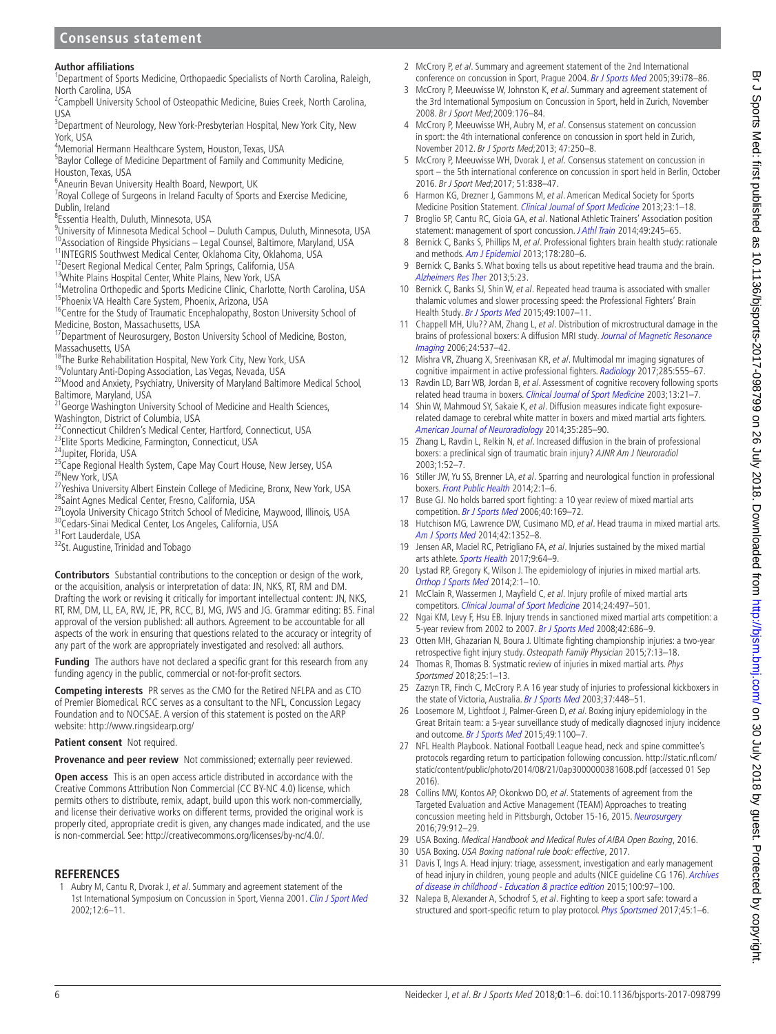**Author affiliations**

[1]Department of Sports Medicine, Orthopaedic Specialists of North Carolina, Raleigh, North Carolina, USA
[2]Campbell University School of Osteopathic Medicine, Buies Creek, North Carolina, USA
[3]Department of Neurology, New York-Presbyterian Hospital, New York City, New York, USA
[4]Memorial Hermann Healthcare System, Houston, Texas, USA
[5]Baylor College of Medicine Department of Family and Community Medicine, Houston, Texas, USA
[6]Aneurin Bevan University Health Board, Newport, UK
[7]Royal College of Surgeons in Ireland Faculty of Sports and Exercise Medicine, Dublin, Ireland
[8]Essentia Health, Duluth, Minnesota, USA
[9]University of Minnesota Medical School – Duluth Campus, Duluth, Minnesota, USA
[10]Association of Ringside Physicians – Legal Counsel, Baltimore, Maryland, USA
[11]INTEGRIS Southwest Medical Center, Oklahoma City, Oklahoma, USA
[12]Desert Regional Medical Center, Palm Springs, California, USA
[13]White Plains Hospital Center, White Plains, New York, USA
[14]Metrolina Orthopedic and Sports Medicine Clinic, Charlotte, North Carolina, USA
[15]Phoenix VA Health Care System, Phoenix, Arizona, USA
[16]Centre for the Study of Traumatic Encephalopathy, Boston University School of Medicine, Boston, Massachusetts, USA
[17]Department of Neurosurgery, Boston University School of Medicine, Boston, Massachusetts, USA
[18]The Burke Rehabilitation Hospital, New York City, New York, USA
[19]Voluntary Anti-Doping Association, Las Vegas, Nevada, USA
[20]Mood and Anxiety, Psychiatry, University of Maryland Baltimore Medical School, Baltimore, Maryland, USA
[21]George Washington University School of Medicine and Health Sciences, Washington, District of Columbia, USA
[22]Connecticut Children's Medical Center, Hartford, Connecticut, USA
[23]Elite Sports Medicine, Farmington, Connecticut, USA
[24]Jupiter, Florida, USA
[25]Cape Regional Health System, Cape May Court House, New Jersey, USA
[26]New York, USA
[27]Yeshiva University Albert Einstein College of Medicine, Bronx, New York, USA
[28]Saint Agnes Medical Center, Fresno, California, USA
[29]Loyola University Chicago Stritch School of Medicine, Maywood, Illinois, USA
[30]Cedars-Sinai Medical Center, Los Angeles, California, USA
[31]Fort Lauderdale, USA
[32]St. Augustine, Trinidad and Tobago

**Contributors** Substantial contributions to the conception or design of the work, or the acquisition, analysis or interpretation of data: JN, NKS, RT, RM and DM. Drafting the work or revising it critically for important intellectual content: JN, NKS, RT, RM, DM, LL, EA, RW, JE, PR, RCC, BJ, MG, JWS and JG. Grammar editing: BS. Final approval of the version published: all authors. Agreement to be accountable for all aspects of the work in ensuring that questions related to the accuracy or integrity of any part of the work are appropriately investigated and resolved: all authors.

**Funding** The authors have not declared a specific grant for this research from any funding agency in the public, commercial or not-for-profit sectors.

**Competing interests** PR serves as the CMO for the Retired NFLPA and as CTO of Premier Biomedical. RCC serves as a consultant to the NFL, Concussion Legacy Foundation and to NOCSAE. A version of this statement is posted on the ARP website: http://www.ringsidearp.org/

**Patient consent** Not required.

**Provenance and peer review** Not commissioned; externally peer reviewed.

**Open access** This is an open access article distributed in accordance with the Creative Commons Attribution Non Commercial (CC BY-NC 4.0) license, which permits others to distribute, remix, adapt, build upon this work non-commercially, and license their derivative works on different terms, provided the original work is properly cited, appropriate credit is given, any changes made indicated, and the use is non-commercial. See: http://creativecommons.org/licenses/by-nc/4.0/.

## REFERENCES

1. Aubry M, Cantu R, Dvorak J, *et al*. Summary and agreement statement of the 1st International Symposium on Concussion in Sport, Vienna 2001. *Clin J Sport Med* 2002;12:6–11.
2. McCrory P, *et al*. Summary and agreement statement of the 2nd International conference on concussion in Sport, Prague 2004. *Br J Sports Med* 2005;39:i78–86.
3. McCrory P, Meeuwisse W, Johnston K, *et al*. Summary and agreement statement of the 3rd International Symposium on Concussion in Sport, held in Zurich, November 2008. *Br J Sport Med*;2009:176–84.
4. McCrory P, Meeuwisse WH, Aubry M, *et al*. Consensus statement on concussion in sport: the 4th international conference on concussion in sport held in Zurich, November 2012. *Br J Sports Med*;2013; 47:250–8.
5. McCrory P, Meeuwisse WH, Dvorak J, *et al*. Consensus statement on concussion in sport – the 5th international conference on concussion in sport held in Berlin, October 2016. *Br J Sport Med*;2017; 51:838–47.
6. Harmon KG, Drezner J, Gammons M, *et al*. American Medical Society for Sports Medicine Position Statement. *Clinical Journal of Sport Medicine* 2013;23:1–18.
7. Broglio SP, Cantu RC, Gioia GA, *et al*. National Athletic Trainers' Association position statement: management of sport concussion. *J Athl Train* 2014;49:245–65.
8. Bernick C, Banks S, Phillips M, *et al*. Professional fighters brain health study: rationale and methods. *Am J Epidemiol* 2013;178:280–6.
9. Bernick C, Banks S. What boxing tells us about repetitive head trauma and the brain. *Alzheimers Res Ther* 2013;5:23.
10. Bernick C, Banks SJ, Shin W, *et al*. Repeated head trauma is associated with smaller thalamic volumes and slower processing speed: the Professional Fighters' Brain Health Study. *Br J Sports Med* 2015;49:1007–11.
11. Chappell MH, Ulu?? AM, Zhang L, *et al*. Distribution of microstructural damage in the brains of professional boxers: A diffusion MRI study. *Journal of Magnetic Resonance Imaging* 2006;24:537–42.
12. Mishra VR, Zhuang X, Sreenivasan KR, *et al*. Multimodal mr imaging signatures of cognitive impairment in active professional fighters. *Radiology* 2017;285:555–67.
13. Ravdin LD, Barr WB, Jordan B, *et al*. Assessment of cognitive recovery following sports related head trauma in boxers. *Clinical Journal of Sport Medicine* 2003;13:21–7.
14. Shin W, Mahmoud SY, Sakaie K, *et al*. Diffusion measures indicate fight exposure-related damage to cerebral white matter in boxers and mixed martial arts fighters. *American Journal of Neuroradiology* 2014;35:285–90.
15. Zhang L, Ravdin L, Relkin N, *et al*. Increased diffusion in the brain of professional boxers: a preclinical sign of traumatic brain injury? *AJNR Am J Neuroradiol* 2003;1:52–7.
16. Stiller JW, Yu SS, Brenner LA, *et al*. Sparring and neurological function in professional boxers. *Front Public Health* 2014;2:1–6.
17. Buse GJ. No holds barred sport fighting: a 10 year review of mixed martial arts competition. *Br J Sports Med* 2006;40:169–72.
18. Hutchison MG, Lawrence DW, Cusimano MD, *et al*. Head trauma in mixed martial arts. *Am J Sports Med* 2014;42:1352–8.
19. Jensen AR, Maciel RC, Petrigliano FA, *et al*. Injuries sustained by the mixed martial arts athlete. *Sports Health* 2017;9:64–9.
20. Lystad RP, Gregory K, Wilson J. The epidemiology of injuries in mixed martial arts. *Orthop J Sports Med* 2014;2:1–10.
21. McClain R, Wassermen J, Mayfield C, *et al*. Injury profile of mixed martial arts competitors. *Clinical Journal of Sport Medicine* 2014;24:497–501.
22. Ngai KM, Levy F, Hsu EB. Injury trends in sanctioned mixed martial arts competition: a 5-year review from 2002 to 2007. *Br J Sports Med* 2008;42:686–9.
23. Otten MH, Ghazarian N, Boura J. Ultimate fighting championship injuries: a two-year retrospective fight injury study. *Osteopath Family Physician* 2015;7:13–18.
24. Thomas R, Thomas B. Systematic review of injuries in mixed martial arts. *Phys Sportsmed* 2018;25:1–13.
25. Zazryn TR, Finch C, McCrory P. A 16 year study of injuries to professional kickboxers in the state of Victoria, Australia. *Br J Sports Med* 2003;37:448–51.
26. Loosemore M, Lightfoot J, Palmer-Green D, *et al*. Boxing injury epidemiology in the Great Britain team: a 5-year surveillance study of medically diagnosed injury incidence and outcome. *Br J Sports Med* 2015;49:1100–7.
27. NFL Health Playbook. National Football League head, neck and spine committee's protocols regarding return to participation following concussion. http://static.nfl.com/static/content/public/photo/2014/08/21/0ap3000000381608.pdf (accessed 01 Sep 2016).
28. Collins MW, Kontos AP, Okonkwo DO, *et al*. Statements of agreement from the Targeted Evaluation and Active Management (TEAM) Approaches to treating concussion meeting held in Pittsburgh, October 15-16, 2015. *Neurosurgery* 2016;79:912–29.
29. USA Boxing. *Medical Handbook and Medical Rules of AIBA Open Boxing*, 2016.
30. USA Boxing. *USA Boxing national rule book: effective*, 2017.
31. Davis T, Ings A. Head injury: triage, assessment, investigation and early management of head injury in children, young people and adults (NICE guideline CG 176). *Archives of disease in childhood - Education & practice edition* 2015;100:97–100.
32. Nalepa B, Alexander A, Schodrof S, *et al*. Fighting to keep a sport safe: toward a structured and sport-specific return to play protocol. *Phys Sportsmed* 2017;45:1–6.